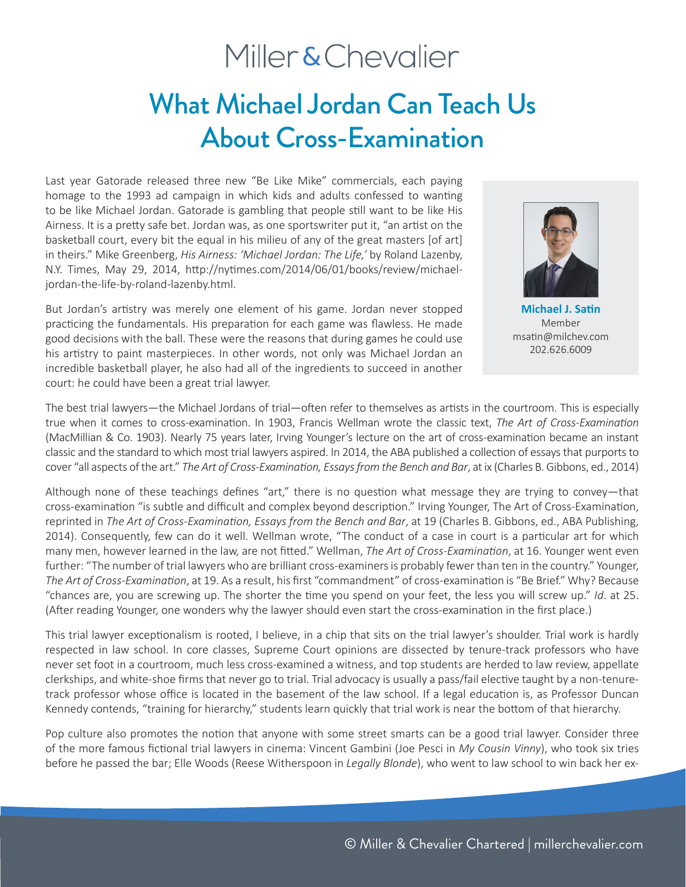Miller & Chevalier

# What Michael Jordan Can Teach Us About Cross-Examination

**Michael J. Satin**
Member
msatin@milchev.com
202.626.6009

Last year Gatorade released three new "Be Like Mike" commercials, each paying homage to the 1993 ad campaign in which kids and adults confessed to wanting to be like Michael Jordan. Gatorade is gambling that people still want to be like His Airness. It is a pretty safe bet. Jordan was, as one sportswriter put it, "an artist on the basketball court, every bit the equal in his milieu of any of the great masters [of art] in theirs." Mike Greenberg, *His Airness: 'Michael Jordan: The Life,'* by Roland Lazenby, N.Y. Times, May 29, 2014, http://nytimes.com/2014/06/01/books/review/michael-jordan-the-life-by-roland-lazenby.html.

But Jordan's artistry was merely one element of his game. Jordan never stopped practicing the fundamentals. His preparation for each game was flawless. He made good decisions with the ball. These were the reasons that during games he could use his artistry to paint masterpieces. In other words, not only was Michael Jordan an incredible basketball player, he also had all of the ingredients to succeed in another court: he could have been a great trial lawyer.

The best trial lawyers—the Michael Jordans of trial—often refer to themselves as artists in the courtroom. This is especially true when it comes to cross-examination. In 1903, Francis Wellman wrote the classic text, *The Art of Cross-Examination* (MacMillian & Co. 1903). Nearly 75 years later, Irving Younger's lecture on the art of cross-examination became an instant classic and the standard to which most trial lawyers aspired. In 2014, the ABA published a collection of essays that purports to cover "all aspects of the art." *The Art of Cross-Examination, Essays from the Bench and Bar*, at ix (Charles B. Gibbons, ed., 2014)

Although none of these teachings defines "art," there is no question what message they are trying to convey—that cross-examination "is subtle and difficult and complex beyond description." Irving Younger, The Art of Cross-Examination, reprinted in *The Art of Cross-Examination, Essays from the Bench and Bar*, at 19 (Charles B. Gibbons, ed., ABA Publishing, 2014). Consequently, few can do it well. Wellman wrote, "The conduct of a case in court is a particular art for which many men, however learned in the law, are not fitted." Wellman, *The Art of Cross-Examination*, at 16. Younger went even further: "The number of trial lawyers who are brilliant cross-examiners is probably fewer than ten in the country." Younger, *The Art of Cross-Examination*, at 19. As a result, his first "commandment" of cross-examination is "Be Brief." Why? Because "chances are, you are screwing up. The shorter the time you spend on your feet, the less you will screw up." *Id*. at 25. (After reading Younger, one wonders why the lawyer should even start the cross-examination in the first place.)

This trial lawyer exceptionalism is rooted, I believe, in a chip that sits on the trial lawyer's shoulder. Trial work is hardly respected in law school. In core classes, Supreme Court opinions are dissected by tenure-track professors who have never set foot in a courtroom, much less cross-examined a witness, and top students are herded to law review, appellate clerkships, and white-shoe firms that never go to trial. Trial advocacy is usually a pass/fail elective taught by a non-tenure-track professor whose office is located in the basement of the law school. If a legal education is, as Professor Duncan Kennedy contends, "training for hierarchy," students learn quickly that trial work is near the bottom of that hierarchy.

Pop culture also promotes the notion that anyone with some street smarts can be a good trial lawyer. Consider three of the more famous fictional trial lawyers in cinema: Vincent Gambini (Joe Pesci in *My Cousin Vinny*), who took six tries before he passed the bar; Elle Woods (Reese Witherspoon in *Legally Blonde*), who went to law school to win back her ex-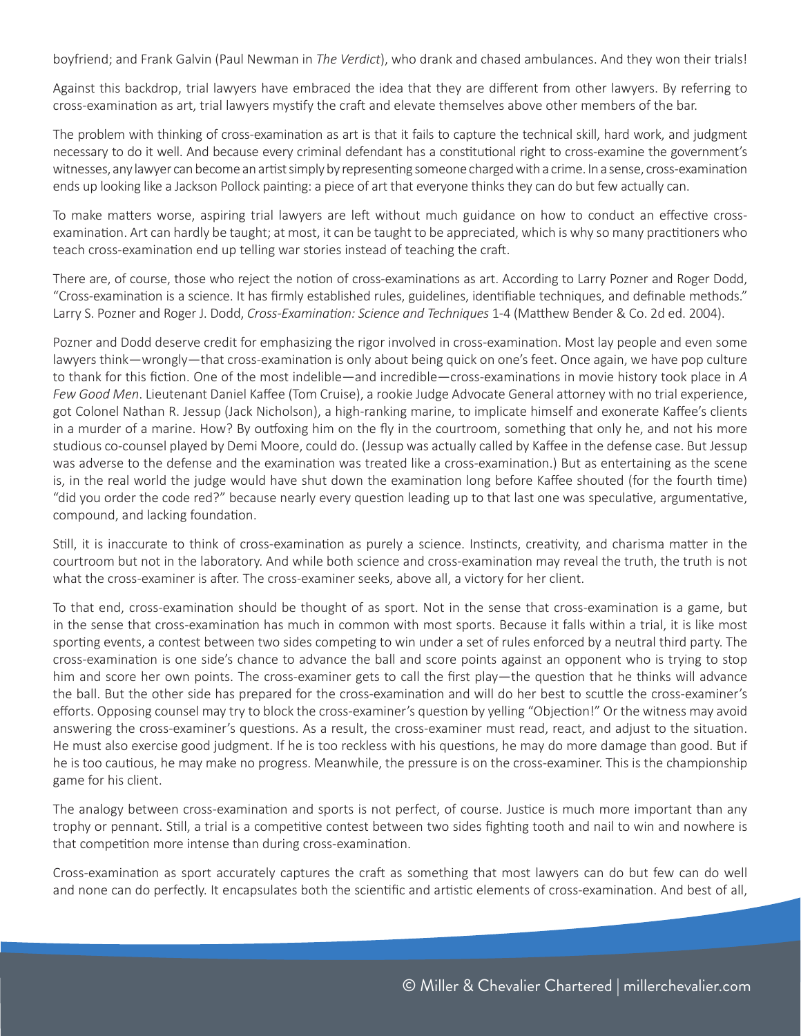boyfriend; and Frank Galvin (Paul Newman in *The Verdict*), who drank and chased ambulances. And they won their trials!

Against this backdrop, trial lawyers have embraced the idea that they are different from other lawyers. By referring to cross-examination as art, trial lawyers mystify the craft and elevate themselves above other members of the bar.

The problem with thinking of cross-examination as art is that it fails to capture the technical skill, hard work, and judgment necessary to do it well. And because every criminal defendant has a constitutional right to cross-examine the government's witnesses, any lawyer can become an artist simply by representing someone charged with a crime. In a sense, cross-examination ends up looking like a Jackson Pollock painting: a piece of art that everyone thinks they can do but few actually can.

To make matters worse, aspiring trial lawyers are left without much guidance on how to conduct an effective cross-examination. Art can hardly be taught; at most, it can be taught to be appreciated, which is why so many practitioners who teach cross-examination end up telling war stories instead of teaching the craft.

There are, of course, those who reject the notion of cross-examinations as art. According to Larry Pozner and Roger Dodd, "Cross-examination is a science. It has firmly established rules, guidelines, identifiable techniques, and definable methods." Larry S. Pozner and Roger J. Dodd, *Cross-Examination: Science and Techniques* 1-4 (Matthew Bender & Co. 2d ed. 2004).

Pozner and Dodd deserve credit for emphasizing the rigor involved in cross-examination. Most lay people and even some lawyers think—wrongly—that cross-examination is only about being quick on one's feet. Once again, we have pop culture to thank for this fiction. One of the most indelible—and incredible—cross-examinations in movie history took place in *A Few Good Men*. Lieutenant Daniel Kaffee (Tom Cruise), a rookie Judge Advocate General attorney with no trial experience, got Colonel Nathan R. Jessup (Jack Nicholson), a high-ranking marine, to implicate himself and exonerate Kaffee's clients in a murder of a marine. How? By outfoxing him on the fly in the courtroom, something that only he, and not his more studious co-counsel played by Demi Moore, could do. (Jessup was actually called by Kaffee in the defense case. But Jessup was adverse to the defense and the examination was treated like a cross-examination.) But as entertaining as the scene is, in the real world the judge would have shut down the examination long before Kaffee shouted (for the fourth time) "did you order the code red?" because nearly every question leading up to that last one was speculative, argumentative, compound, and lacking foundation.

Still, it is inaccurate to think of cross-examination as purely a science. Instincts, creativity, and charisma matter in the courtroom but not in the laboratory. And while both science and cross-examination may reveal the truth, the truth is not what the cross-examiner is after. The cross-examiner seeks, above all, a victory for her client.

To that end, cross-examination should be thought of as sport. Not in the sense that cross-examination is a game, but in the sense that cross-examination has much in common with most sports. Because it falls within a trial, it is like most sporting events, a contest between two sides competing to win under a set of rules enforced by a neutral third party. The cross-examination is one side's chance to advance the ball and score points against an opponent who is trying to stop him and score her own points. The cross-examiner gets to call the first play—the question that he thinks will advance the ball. But the other side has prepared for the cross-examination and will do her best to scuttle the cross-examiner's efforts. Opposing counsel may try to block the cross-examiner's question by yelling "Objection!" Or the witness may avoid answering the cross-examiner's questions. As a result, the cross-examiner must read, react, and adjust to the situation. He must also exercise good judgment. If he is too reckless with his questions, he may do more damage than good. But if he is too cautious, he may make no progress. Meanwhile, the pressure is on the cross-examiner. This is the championship game for his client.

The analogy between cross-examination and sports is not perfect, of course. Justice is much more important than any trophy or pennant. Still, a trial is a competitive contest between two sides fighting tooth and nail to win and nowhere is that competition more intense than during cross-examination.

Cross-examination as sport accurately captures the craft as something that most lawyers can do but few can do well and none can do perfectly. It encapsulates both the scientific and artistic elements of cross-examination. And best of all,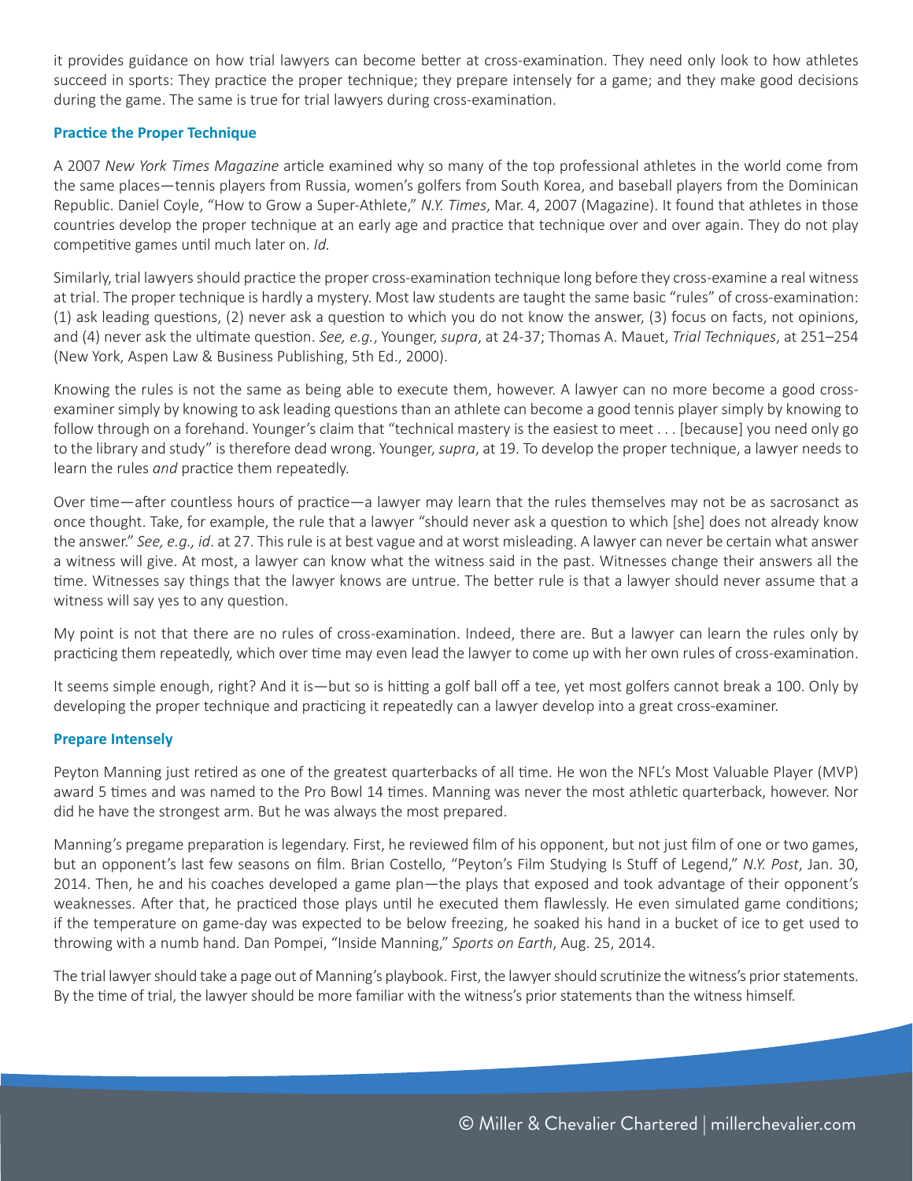it provides guidance on how trial lawyers can become better at cross-examination. They need only look to how athletes succeed in sports: They practice the proper technique; they prepare intensely for a game; and they make good decisions during the game. The same is true for trial lawyers during cross-examination.

### Practice the Proper Technique

A 2007 *New York Times Magazine* article examined why so many of the top professional athletes in the world come from the same places—tennis players from Russia, women's golfers from South Korea, and baseball players from the Dominican Republic. Daniel Coyle, "How to Grow a Super-Athlete," *N.Y. Times*, Mar. 4, 2007 (Magazine). It found that athletes in those countries develop the proper technique at an early age and practice that technique over and over again. They do not play competitive games until much later on. *Id.*

Similarly, trial lawyers should practice the proper cross-examination technique long before they cross-examine a real witness at trial. The proper technique is hardly a mystery. Most law students are taught the same basic "rules" of cross-examination: (1) ask leading questions, (2) never ask a question to which you do not know the answer, (3) focus on facts, not opinions, and (4) never ask the ultimate question. *See, e.g.*, Younger, *supra*, at 24-37; Thomas A. Mauet, *Trial Techniques*, at 251–254 (New York, Aspen Law & Business Publishing, 5th Ed., 2000).

Knowing the rules is not the same as being able to execute them, however. A lawyer can no more become a good cross-examiner simply by knowing to ask leading questions than an athlete can become a good tennis player simply by knowing to follow through on a forehand. Younger's claim that "technical mastery is the easiest to meet . . . [because] you need only go to the library and study" is therefore dead wrong. Younger, *supra*, at 19. To develop the proper technique, a lawyer needs to learn the rules *and* practice them repeatedly.

Over time—after countless hours of practice—a lawyer may learn that the rules themselves may not be as sacrosanct as once thought. Take, for example, the rule that a lawyer "should never ask a question to which [she] does not already know the answer." *See, e.g., id*. at 27. This rule is at best vague and at worst misleading. A lawyer can never be certain what answer a witness will give. At most, a lawyer can know what the witness said in the past. Witnesses change their answers all the time. Witnesses say things that the lawyer knows are untrue. The better rule is that a lawyer should never assume that a witness will say yes to any question.

My point is not that there are no rules of cross-examination. Indeed, there are. But a lawyer can learn the rules only by practicing them repeatedly, which over time may even lead the lawyer to come up with her own rules of cross-examination.

It seems simple enough, right? And it is—but so is hitting a golf ball off a tee, yet most golfers cannot break a 100. Only by developing the proper technique and practicing it repeatedly can a lawyer develop into a great cross-examiner.

### Prepare Intensely

Peyton Manning just retired as one of the greatest quarterbacks of all time. He won the NFL's Most Valuable Player (MVP) award 5 times and was named to the Pro Bowl 14 times. Manning was never the most athletic quarterback, however. Nor did he have the strongest arm. But he was always the most prepared.

Manning's pregame preparation is legendary. First, he reviewed film of his opponent, but not just film of one or two games, but an opponent's last few seasons on film. Brian Costello, "Peyton's Film Studying Is Stuff of Legend," *N.Y. Post*, Jan. 30, 2014. Then, he and his coaches developed a game plan—the plays that exposed and took advantage of their opponent's weaknesses. After that, he practiced those plays until he executed them flawlessly. He even simulated game conditions; if the temperature on game-day was expected to be below freezing, he soaked his hand in a bucket of ice to get used to throwing with a numb hand. Dan Pompei, "Inside Manning," *Sports on Earth*, Aug. 25, 2014.

The trial lawyer should take a page out of Manning's playbook. First, the lawyer should scrutinize the witness's prior statements. By the time of trial, the lawyer should be more familiar with the witness's prior statements than the witness himself.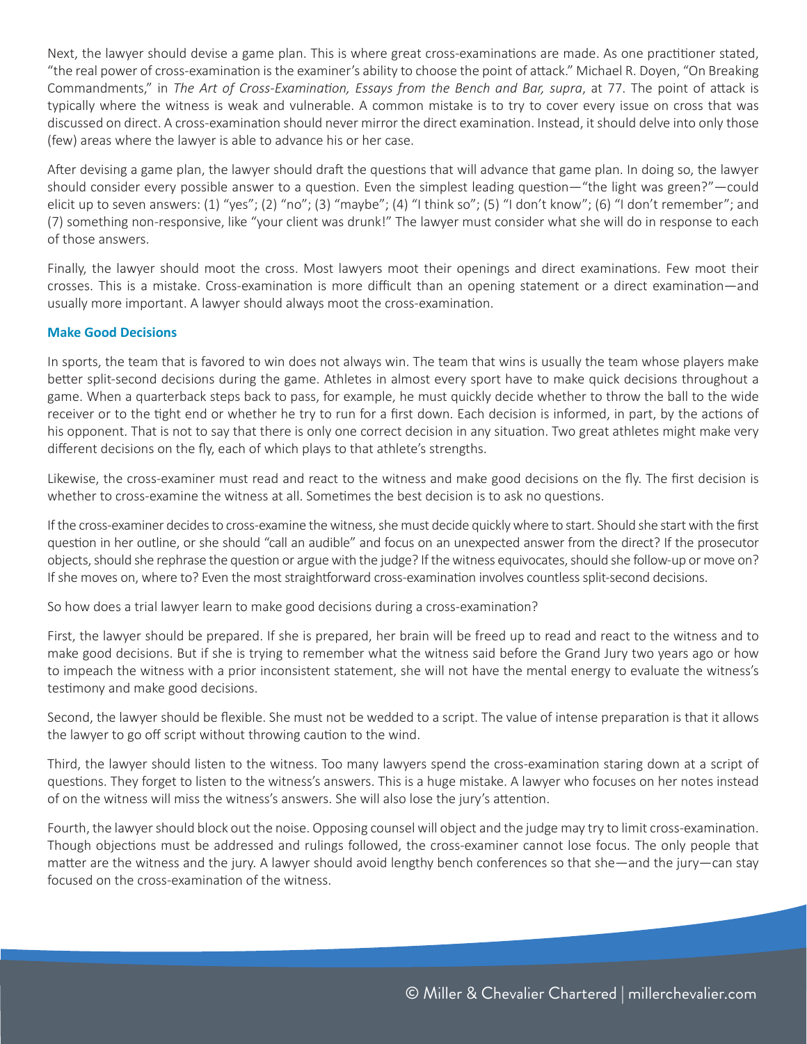Next, the lawyer should devise a game plan. This is where great cross-examinations are made. As one practitioner stated, "the real power of cross-examination is the examiner's ability to choose the point of attack." Michael R. Doyen, "On Breaking Commandments," in *The Art of Cross-Examination, Essays from the Bench and Bar, supra*, at 77. The point of attack is typically where the witness is weak and vulnerable. A common mistake is to try to cover every issue on cross that was discussed on direct. A cross-examination should never mirror the direct examination. Instead, it should delve into only those (few) areas where the lawyer is able to advance his or her case.

After devising a game plan, the lawyer should draft the questions that will advance that game plan. In doing so, the lawyer should consider every possible answer to a question. Even the simplest leading question—"the light was green?"—could elicit up to seven answers: (1) "yes"; (2) "no"; (3) "maybe"; (4) "I think so"; (5) "I don't know"; (6) "I don't remember"; and (7) something non-responsive, like "your client was drunk!" The lawyer must consider what she will do in response to each of those answers.

Finally, the lawyer should moot the cross. Most lawyers moot their openings and direct examinations. Few moot their crosses. This is a mistake. Cross-examination is more difficult than an opening statement or a direct examination—and usually more important. A lawyer should always moot the cross-examination.

### Make Good Decisions

In sports, the team that is favored to win does not always win. The team that wins is usually the team whose players make better split-second decisions during the game. Athletes in almost every sport have to make quick decisions throughout a game. When a quarterback steps back to pass, for example, he must quickly decide whether to throw the ball to the wide receiver or to the tight end or whether he try to run for a first down. Each decision is informed, in part, by the actions of his opponent. That is not to say that there is only one correct decision in any situation. Two great athletes might make very different decisions on the fly, each of which plays to that athlete's strengths.

Likewise, the cross-examiner must read and react to the witness and make good decisions on the fly. The first decision is whether to cross-examine the witness at all. Sometimes the best decision is to ask no questions.

If the cross-examiner decides to cross-examine the witness, she must decide quickly where to start. Should she start with the first question in her outline, or she should "call an audible" and focus on an unexpected answer from the direct? If the prosecutor objects, should she rephrase the question or argue with the judge? If the witness equivocates, should she follow-up or move on? If she moves on, where to? Even the most straightforward cross-examination involves countless split-second decisions.

So how does a trial lawyer learn to make good decisions during a cross-examination?

First, the lawyer should be prepared. If she is prepared, her brain will be freed up to read and react to the witness and to make good decisions. But if she is trying to remember what the witness said before the Grand Jury two years ago or how to impeach the witness with a prior inconsistent statement, she will not have the mental energy to evaluate the witness's testimony and make good decisions.

Second, the lawyer should be flexible. She must not be wedded to a script. The value of intense preparation is that it allows the lawyer to go off script without throwing caution to the wind.

Third, the lawyer should listen to the witness. Too many lawyers spend the cross-examination staring down at a script of questions. They forget to listen to the witness's answers. This is a huge mistake. A lawyer who focuses on her notes instead of on the witness will miss the witness's answers. She will also lose the jury's attention.

Fourth, the lawyer should block out the noise. Opposing counsel will object and the judge may try to limit cross-examination. Though objections must be addressed and rulings followed, the cross-examiner cannot lose focus. The only people that matter are the witness and the jury. A lawyer should avoid lengthy bench conferences so that she—and the jury—can stay focused on the cross-examination of the witness.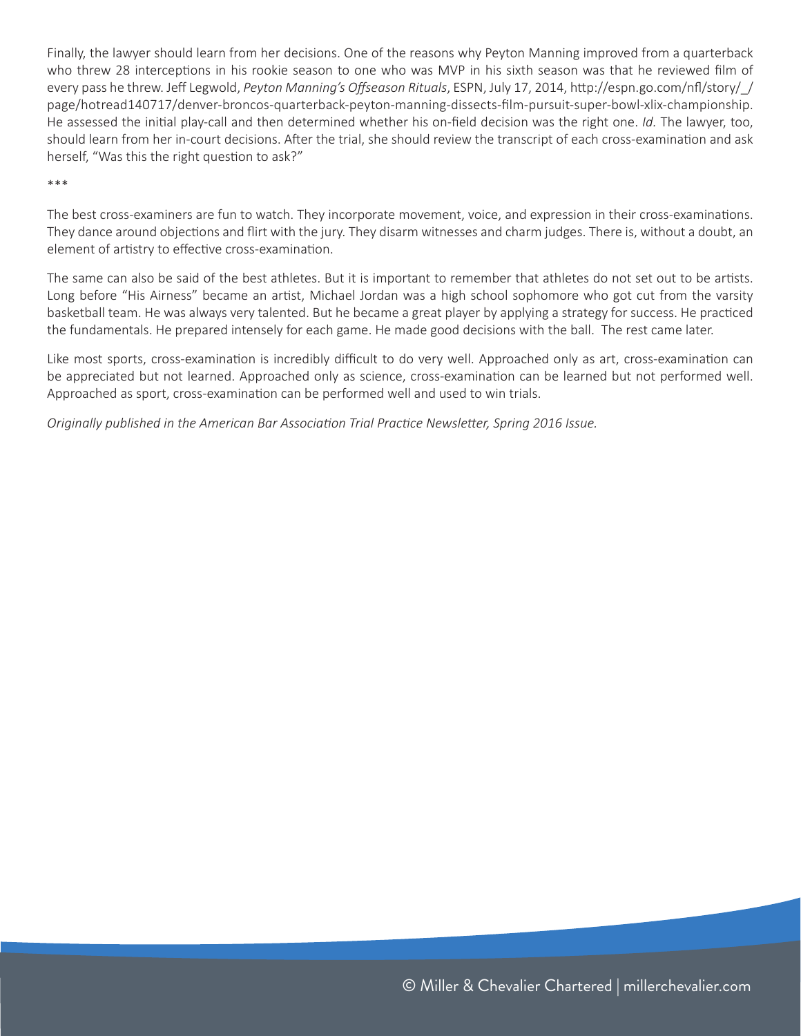Finally, the lawyer should learn from her decisions. One of the reasons why Peyton Manning improved from a quarterback who threw 28 interceptions in his rookie season to one who was MVP in his sixth season was that he reviewed film of every pass he threw. Jeff Legwold, *Peyton Manning's Offseason Rituals*, ESPN, July 17, 2014, http://espn.go.com/nfl/story/_/page/hotread140717/denver-broncos-quarterback-peyton-manning-dissects-film-pursuit-super-bowl-xlix-championship. He assessed the initial play-call and then determined whether his on-field decision was the right one. *Id.* The lawyer, too, should learn from her in-court decisions. After the trial, she should review the transcript of each cross-examination and ask herself, "Was this the right question to ask?"

***

The best cross-examiners are fun to watch. They incorporate movement, voice, and expression in their cross-examinations. They dance around objections and flirt with the jury. They disarm witnesses and charm judges. There is, without a doubt, an element of artistry to effective cross-examination.

The same can also be said of the best athletes. But it is important to remember that athletes do not set out to be artists. Long before "His Airness" became an artist, Michael Jordan was a high school sophomore who got cut from the varsity basketball team. He was always very talented. But he became a great player by applying a strategy for success. He practiced the fundamentals. He prepared intensely for each game. He made good decisions with the ball. The rest came later.

Like most sports, cross-examination is incredibly difficult to do very well. Approached only as art, cross-examination can be appreciated but not learned. Approached only as science, cross-examination can be learned but not performed well. Approached as sport, cross-examination can be performed well and used to win trials.

*Originally published in the American Bar Association Trial Practice Newsletter, Spring 2016 Issue.*